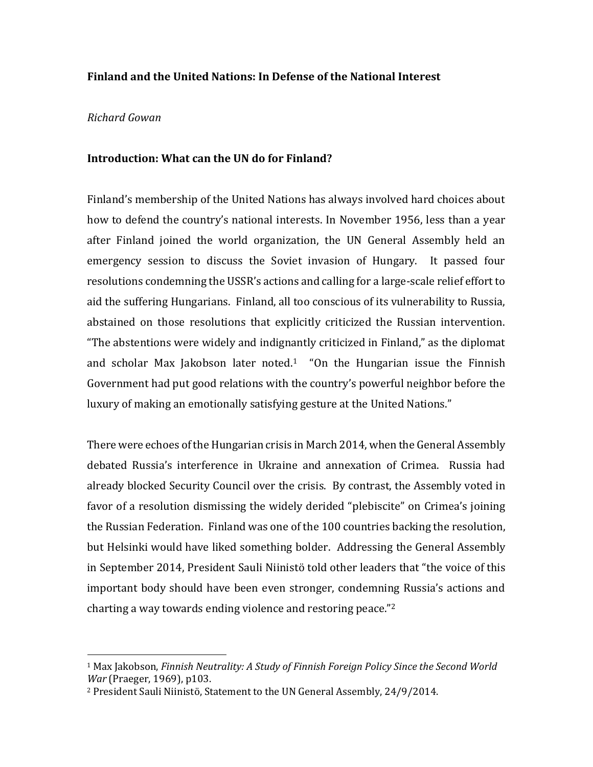# Finland and the United Nations: In Defense of the National Interest

*Richard Gowan*

## Introduction: What can the UN do for Finland?

Finland's membership of the United Nations has always involved hard choices about how to defend the country's national interests. In November 1956, less than a year after Finland joined the world organization, the UN General Assembly held an emergency session to discuss the Soviet invasion of Hungary. It passed four resolutions condemning the USSR's actions and calling for a large-scale relief effort to aid the suffering Hungarians. Finland, all too conscious of its vulnerability to Russia, abstained on those resolutions that explicitly criticized the Russian intervention. "The abstentions were widely and indignantly criticized in Finland," as the diplomat and scholar Max Jakobson later noted.[1] "On the Hungarian issue the Finnish Government had put good relations with the country's powerful neighbor before the luxury of making an emotionally satisfying gesture at the United Nations."

There were echoes of the Hungarian crisis in March 2014, when the General Assembly debated Russia's interference in Ukraine and annexation of Crimea. Russia had already blocked Security Council over the crisis. By contrast, the Assembly voted in favor of a resolution dismissing the widely derided "plebiscite" on Crimea's joining the Russian Federation. Finland was one of the 100 countries backing the resolution, but Helsinki would have liked something bolder. Addressing the General Assembly in September 2014, President Sauli Niinistö told other leaders that "the voice of this important body should have been even stronger, condemning Russia's actions and charting a way towards ending violence and restoring peace."[2]

---

[1] Max Jakobson, *Finnish Neutrality: A Study of Finnish Foreign Policy Since the Second World War* (Praeger, 1969), p103.

[2] President Sauli Niinistö, Statement to the UN General Assembly, 24/9/2014.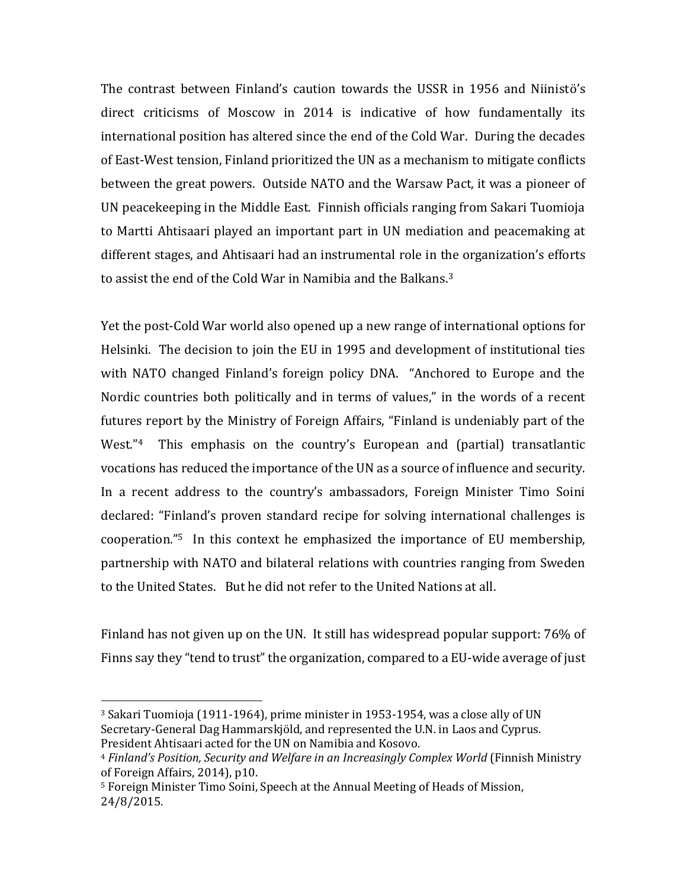The contrast between Finland's caution towards the USSR in 1956 and Niinistö's direct criticisms of Moscow in 2014 is indicative of how fundamentally its international position has altered since the end of the Cold War. During the decades of East-West tension, Finland prioritized the UN as a mechanism to mitigate conflicts between the great powers. Outside NATO and the Warsaw Pact, it was a pioneer of UN peacekeeping in the Middle East. Finnish officials ranging from Sakari Tuomioja to Martti Ahtisaari played an important part in UN mediation and peacemaking at different stages, and Ahtisaari had an instrumental role in the organization's efforts to assist the end of the Cold War in Namibia and the Balkans.[3]

Yet the post-Cold War world also opened up a new range of international options for Helsinki. The decision to join the EU in 1995 and development of institutional ties with NATO changed Finland's foreign policy DNA. "Anchored to Europe and the Nordic countries both politically and in terms of values," in the words of a recent futures report by the Ministry of Foreign Affairs, "Finland is undeniably part of the West."[4] This emphasis on the country's European and (partial) transatlantic vocations has reduced the importance of the UN as a source of influence and security. In a recent address to the country's ambassadors, Foreign Minister Timo Soini declared: "Finland's proven standard recipe for solving international challenges is cooperation."[5] In this context he emphasized the importance of EU membership, partnership with NATO and bilateral relations with countries ranging from Sweden to the United States. But he did not refer to the United Nations at all.

Finland has not given up on the UN. It still has widespread popular support: 76% of Finns say they "tend to trust" the organization, compared to a EU-wide average of just

---

[3] Sakari Tuomioja (1911-1964), prime minister in 1953-1954, was a close ally of UN Secretary-General Dag Hammarskjöld, and represented the U.N. in Laos and Cyprus. President Ahtisaari acted for the UN on Namibia and Kosovo.

[4] *Finland's Position, Security and Welfare in an Increasingly Complex World* (Finnish Ministry of Foreign Affairs, 2014), p10.

[5] Foreign Minister Timo Soini, Speech at the Annual Meeting of Heads of Mission, 24/8/2015.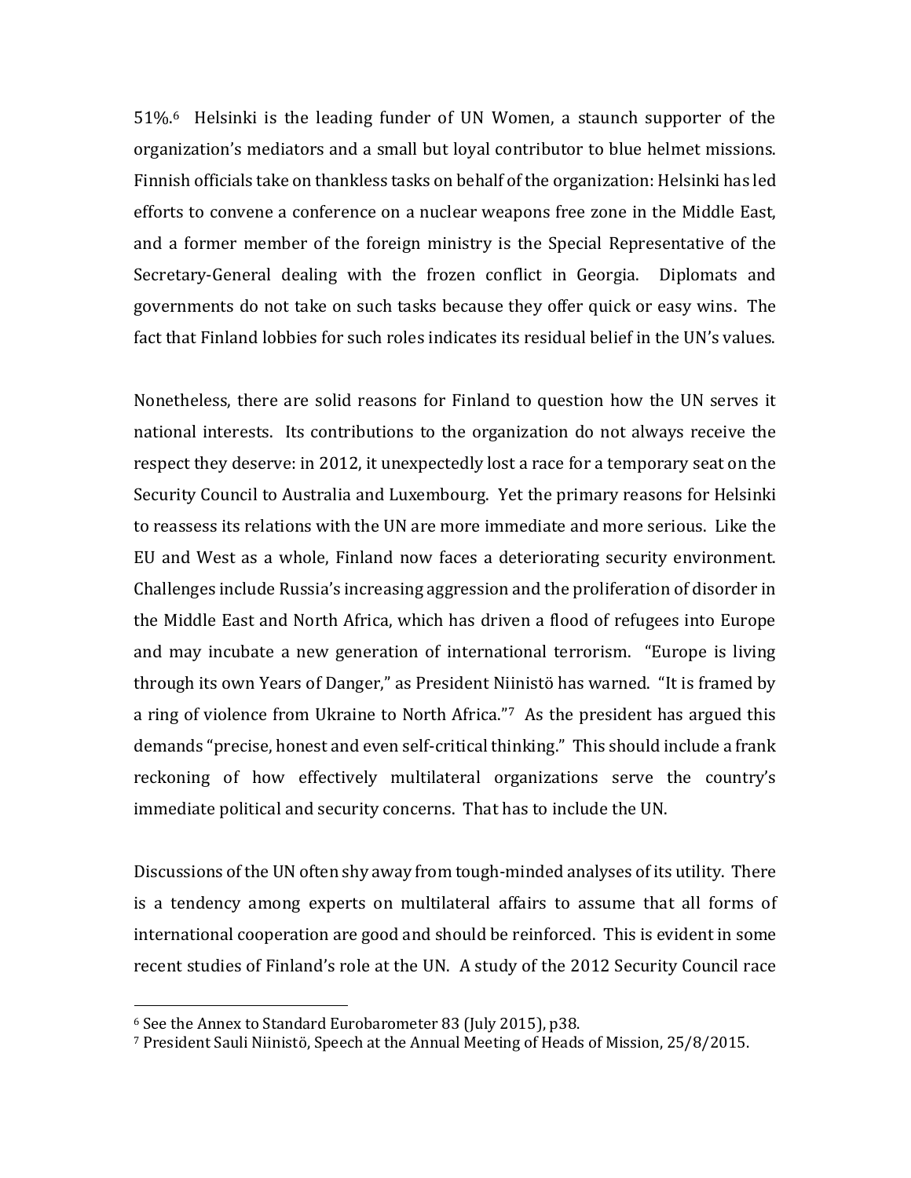51%.[6] Helsinki is the leading funder of UN Women, a staunch supporter of the organization's mediators and a small but loyal contributor to blue helmet missions. Finnish officials take on thankless tasks on behalf of the organization: Helsinki has led efforts to convene a conference on a nuclear weapons free zone in the Middle East, and a former member of the foreign ministry is the Special Representative of the Secretary-General dealing with the frozen conflict in Georgia. Diplomats and governments do not take on such tasks because they offer quick or easy wins. The fact that Finland lobbies for such roles indicates its residual belief in the UN's values.

Nonetheless, there are solid reasons for Finland to question how the UN serves it national interests. Its contributions to the organization do not always receive the respect they deserve: in 2012, it unexpectedly lost a race for a temporary seat on the Security Council to Australia and Luxembourg. Yet the primary reasons for Helsinki to reassess its relations with the UN are more immediate and more serious. Like the EU and West as a whole, Finland now faces a deteriorating security environment. Challenges include Russia's increasing aggression and the proliferation of disorder in the Middle East and North Africa, which has driven a flood of refugees into Europe and may incubate a new generation of international terrorism. "Europe is living through its own Years of Danger," as President Niinistö has warned. "It is framed by a ring of violence from Ukraine to North Africa."[7] As the president has argued this demands "precise, honest and even self-critical thinking." This should include a frank reckoning of how effectively multilateral organizations serve the country's immediate political and security concerns. That has to include the UN.

Discussions of the UN often shy away from tough-minded analyses of its utility. There is a tendency among experts on multilateral affairs to assume that all forms of international cooperation are good and should be reinforced. This is evident in some recent studies of Finland's role at the UN. A study of the 2012 Security Council race

---

[6] See the Annex to Standard Eurobarometer 83 (July 2015), p38.

[7] President Sauli Niinistö, Speech at the Annual Meeting of Heads of Mission, 25/8/2015.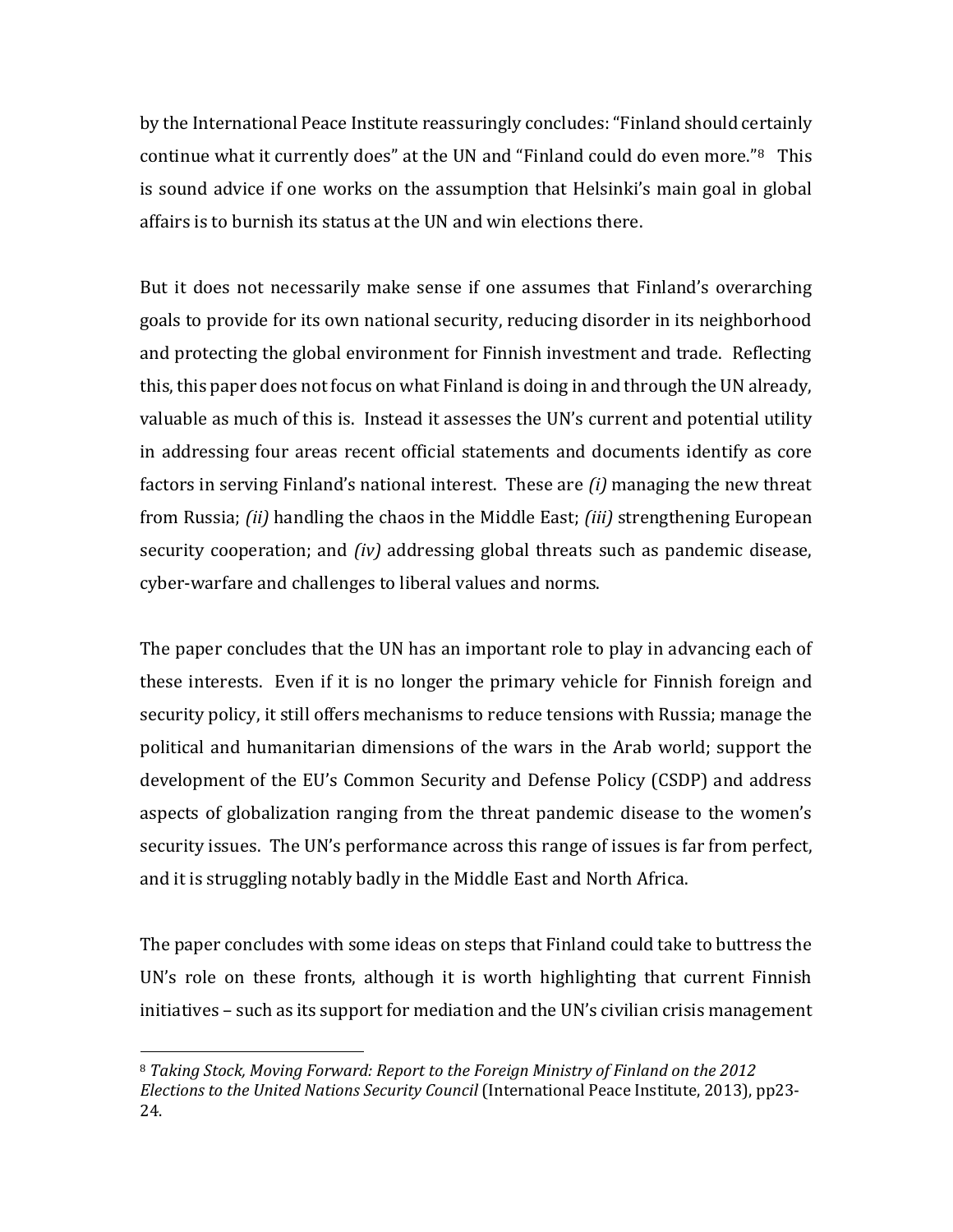by the International Peace Institute reassuringly concludes: "Finland should certainly continue what it currently does" at the UN and "Finland could do even more."[8] This is sound advice if one works on the assumption that Helsinki's main goal in global affairs is to burnish its status at the UN and win elections there.

But it does not necessarily make sense if one assumes that Finland's overarching goals to provide for its own national security, reducing disorder in its neighborhood and protecting the global environment for Finnish investment and trade. Reflecting this, this paper does not focus on what Finland is doing in and through the UN already, valuable as much of this is. Instead it assesses the UN's current and potential utility in addressing four areas recent official statements and documents identify as core factors in serving Finland's national interest. These are *(i)* managing the new threat from Russia; *(ii)* handling the chaos in the Middle East; *(iii)* strengthening European security cooperation; and *(iv)* addressing global threats such as pandemic disease, cyber-warfare and challenges to liberal values and norms.

The paper concludes that the UN has an important role to play in advancing each of these interests. Even if it is no longer the primary vehicle for Finnish foreign and security policy, it still offers mechanisms to reduce tensions with Russia; manage the political and humanitarian dimensions of the wars in the Arab world; support the development of the EU's Common Security and Defense Policy (CSDP) and address aspects of globalization ranging from the threat pandemic disease to the women's security issues. The UN's performance across this range of issues is far from perfect, and it is struggling notably badly in the Middle East and North Africa.

The paper concludes with some ideas on steps that Finland could take to buttress the UN's role on these fronts, although it is worth highlighting that current Finnish initiatives – such as its support for mediation and the UN's civilian crisis management

---

[8] *Taking Stock, Moving Forward: Report to the Foreign Ministry of Finland on the 2012 Elections to the United Nations Security Council* (International Peace Institute, 2013), pp23-24.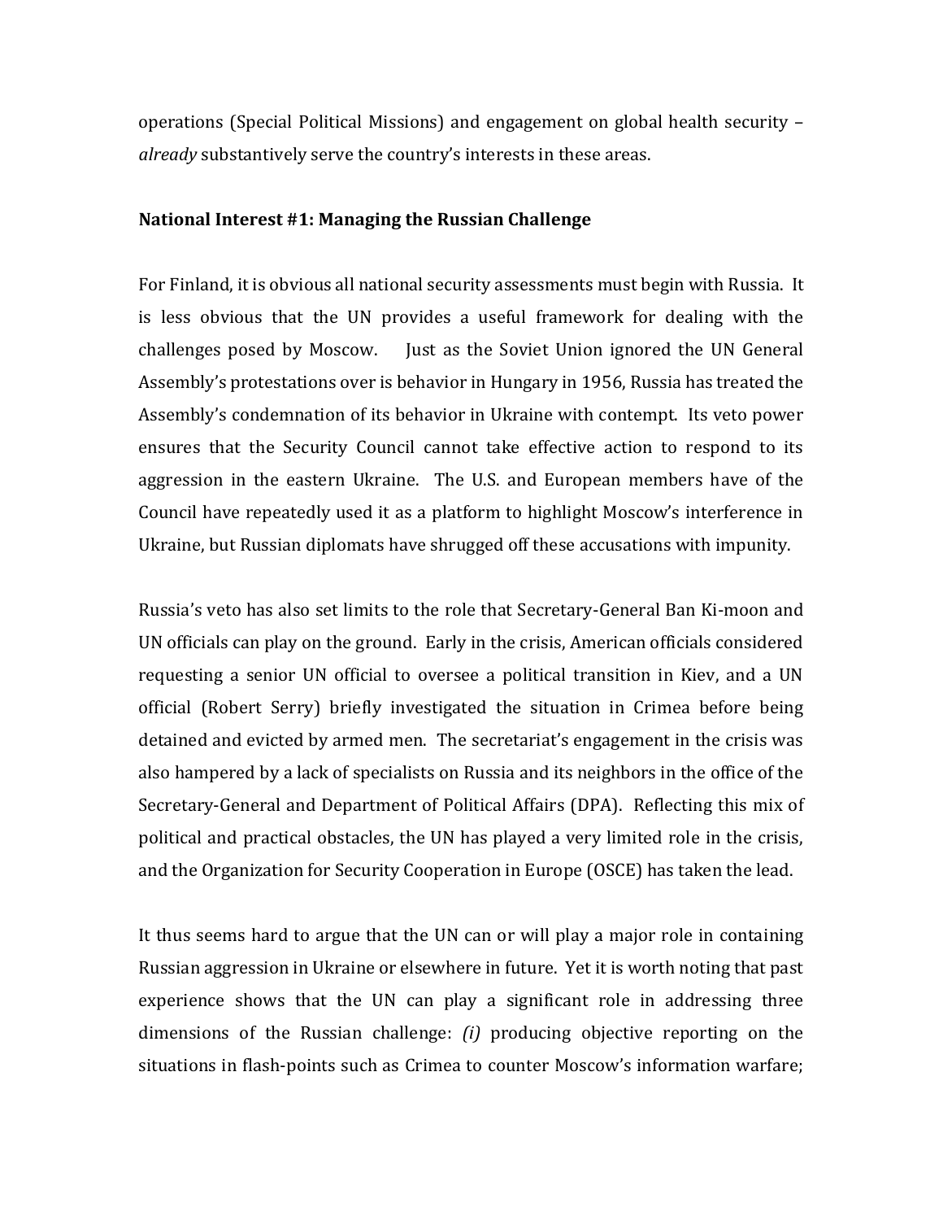operations (Special Political Missions) and engagement on global health security – *already* substantively serve the country's interests in these areas.

**National Interest #1: Managing the Russian Challenge**

For Finland, it is obvious all national security assessments must begin with Russia. It is less obvious that the UN provides a useful framework for dealing with the challenges posed by Moscow. Just as the Soviet Union ignored the UN General Assembly's protestations over is behavior in Hungary in 1956, Russia has treated the Assembly's condemnation of its behavior in Ukraine with contempt. Its veto power ensures that the Security Council cannot take effective action to respond to its aggression in the eastern Ukraine. The U.S. and European members have of the Council have repeatedly used it as a platform to highlight Moscow's interference in Ukraine, but Russian diplomats have shrugged off these accusations with impunity.

Russia's veto has also set limits to the role that Secretary-General Ban Ki-moon and UN officials can play on the ground. Early in the crisis, American officials considered requesting a senior UN official to oversee a political transition in Kiev, and a UN official (Robert Serry) briefly investigated the situation in Crimea before being detained and evicted by armed men. The secretariat's engagement in the crisis was also hampered by a lack of specialists on Russia and its neighbors in the office of the Secretary-General and Department of Political Affairs (DPA). Reflecting this mix of political and practical obstacles, the UN has played a very limited role in the crisis, and the Organization for Security Cooperation in Europe (OSCE) has taken the lead.

It thus seems hard to argue that the UN can or will play a major role in containing Russian aggression in Ukraine or elsewhere in future. Yet it is worth noting that past experience shows that the UN can play a significant role in addressing three dimensions of the Russian challenge: *(i)* producing objective reporting on the situations in flash-points such as Crimea to counter Moscow's information warfare;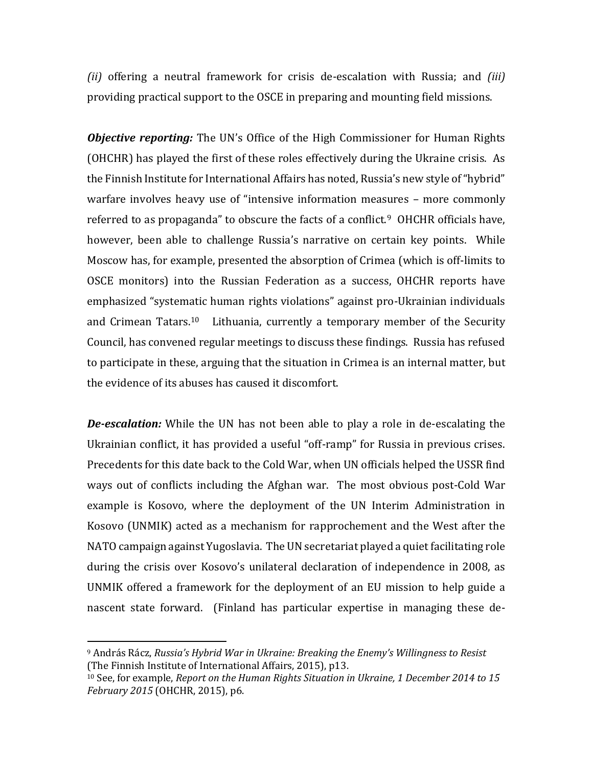*(ii)* offering a neutral framework for crisis de-escalation with Russia; and *(iii)* providing practical support to the OSCE in preparing and mounting field missions.

***Objective reporting:*** The UN's Office of the High Commissioner for Human Rights (OHCHR) has played the first of these roles effectively during the Ukraine crisis. As the Finnish Institute for International Affairs has noted, Russia's new style of "hybrid" warfare involves heavy use of "intensive information measures – more commonly referred to as propaganda" to obscure the facts of a conflict.[9] OHCHR officials have, however, been able to challenge Russia's narrative on certain key points. While Moscow has, for example, presented the absorption of Crimea (which is off-limits to OSCE monitors) into the Russian Federation as a success, OHCHR reports have emphasized "systematic human rights violations" against pro-Ukrainian individuals and Crimean Tatars.[10] Lithuania, currently a temporary member of the Security Council, has convened regular meetings to discuss these findings. Russia has refused to participate in these, arguing that the situation in Crimea is an internal matter, but the evidence of its abuses has caused it discomfort.

***De-escalation:*** While the UN has not been able to play a role in de-escalating the Ukrainian conflict, it has provided a useful "off-ramp" for Russia in previous crises. Precedents for this date back to the Cold War, when UN officials helped the USSR find ways out of conflicts including the Afghan war. The most obvious post-Cold War example is Kosovo, where the deployment of the UN Interim Administration in Kosovo (UNMIK) acted as a mechanism for rapprochement and the West after the NATO campaign against Yugoslavia. The UN secretariat played a quiet facilitating role during the crisis over Kosovo's unilateral declaration of independence in 2008, as UNMIK offered a framework for the deployment of an EU mission to help guide a nascent state forward. (Finland has particular expertise in managing these de-

---

[9] András Rácz, *Russia's Hybrid War in Ukraine: Breaking the Enemy's Willingness to Resist* (The Finnish Institute of International Affairs, 2015), p13.

[10] See, for example, *Report on the Human Rights Situation in Ukraine, 1 December 2014 to 15 February 2015* (OHCHR, 2015), p6.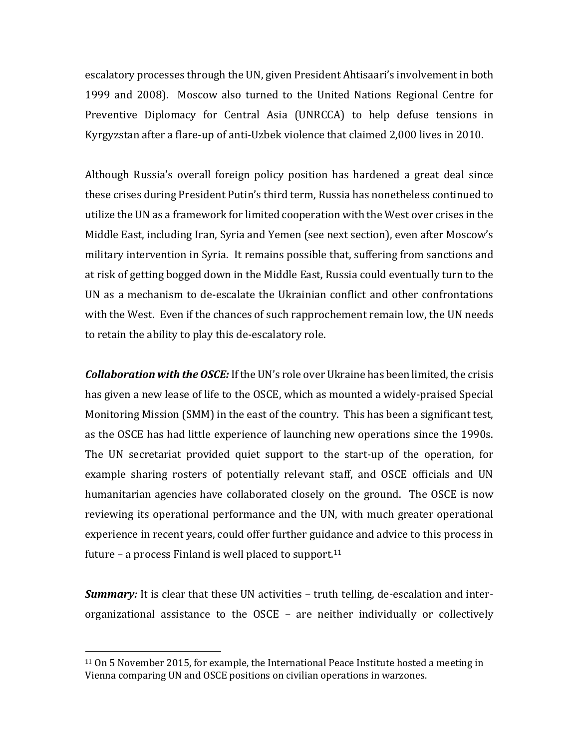escalatory processes through the UN, given President Ahtisaari's involvement in both 1999 and 2008). Moscow also turned to the United Nations Regional Centre for Preventive Diplomacy for Central Asia (UNRCCA) to help defuse tensions in Kyrgyzstan after a flare-up of anti-Uzbek violence that claimed 2,000 lives in 2010.

Although Russia's overall foreign policy position has hardened a great deal since these crises during President Putin's third term, Russia has nonetheless continued to utilize the UN as a framework for limited cooperation with the West over crises in the Middle East, including Iran, Syria and Yemen (see next section), even after Moscow's military intervention in Syria. It remains possible that, suffering from sanctions and at risk of getting bogged down in the Middle East, Russia could eventually turn to the UN as a mechanism to de-escalate the Ukrainian conflict and other confrontations with the West. Even if the chances of such rapprochement remain low, the UN needs to retain the ability to play this de-escalatory role.

***Collaboration with the OSCE:*** If the UN's role over Ukraine has been limited, the crisis has given a new lease of life to the OSCE, which as mounted a widely-praised Special Monitoring Mission (SMM) in the east of the country. This has been a significant test, as the OSCE has had little experience of launching new operations since the 1990s. The UN secretariat provided quiet support to the start-up of the operation, for example sharing rosters of potentially relevant staff, and OSCE officials and UN humanitarian agencies have collaborated closely on the ground. The OSCE is now reviewing its operational performance and the UN, with much greater operational experience in recent years, could offer further guidance and advice to this process in future – a process Finland is well placed to support.[11]

***Summary:*** It is clear that these UN activities – truth telling, de-escalation and inter-organizational assistance to the OSCE – are neither individually or collectively

[11] On 5 November 2015, for example, the International Peace Institute hosted a meeting in Vienna comparing UN and OSCE positions on civilian operations in warzones.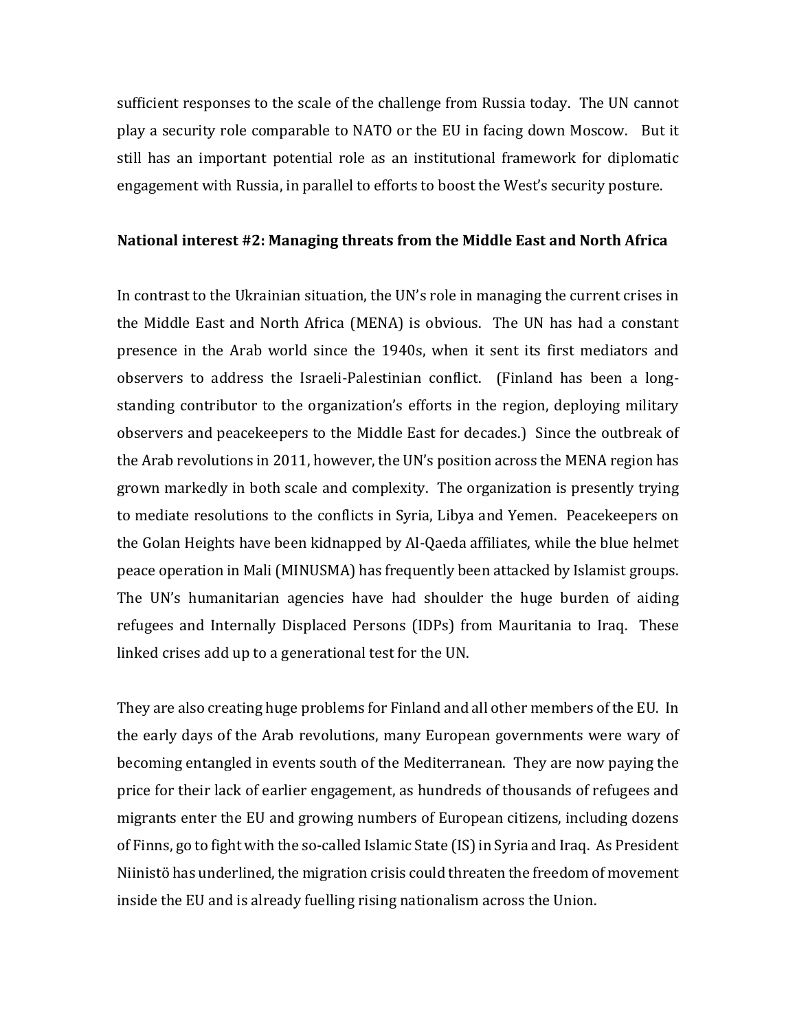sufficient responses to the scale of the challenge from Russia today. The UN cannot play a security role comparable to NATO or the EU in facing down Moscow. But it still has an important potential role as an institutional framework for diplomatic engagement with Russia, in parallel to efforts to boost the West's security posture.

**National interest #2: Managing threats from the Middle East and North Africa**

In contrast to the Ukrainian situation, the UN's role in managing the current crises in the Middle East and North Africa (MENA) is obvious. The UN has had a constant presence in the Arab world since the 1940s, when it sent its first mediators and observers to address the Israeli-Palestinian conflict. (Finland has been a long-standing contributor to the organization's efforts in the region, deploying military observers and peacekeepers to the Middle East for decades.) Since the outbreak of the Arab revolutions in 2011, however, the UN's position across the MENA region has grown markedly in both scale and complexity. The organization is presently trying to mediate resolutions to the conflicts in Syria, Libya and Yemen. Peacekeepers on the Golan Heights have been kidnapped by Al-Qaeda affiliates, while the blue helmet peace operation in Mali (MINUSMA) has frequently been attacked by Islamist groups. The UN's humanitarian agencies have had shoulder the huge burden of aiding refugees and Internally Displaced Persons (IDPs) from Mauritania to Iraq. These linked crises add up to a generational test for the UN.

They are also creating huge problems for Finland and all other members of the EU. In the early days of the Arab revolutions, many European governments were wary of becoming entangled in events south of the Mediterranean. They are now paying the price for their lack of earlier engagement, as hundreds of thousands of refugees and migrants enter the EU and growing numbers of European citizens, including dozens of Finns, go to fight with the so-called Islamic State (IS) in Syria and Iraq. As President Niinistö has underlined, the migration crisis could threaten the freedom of movement inside the EU and is already fuelling rising nationalism across the Union.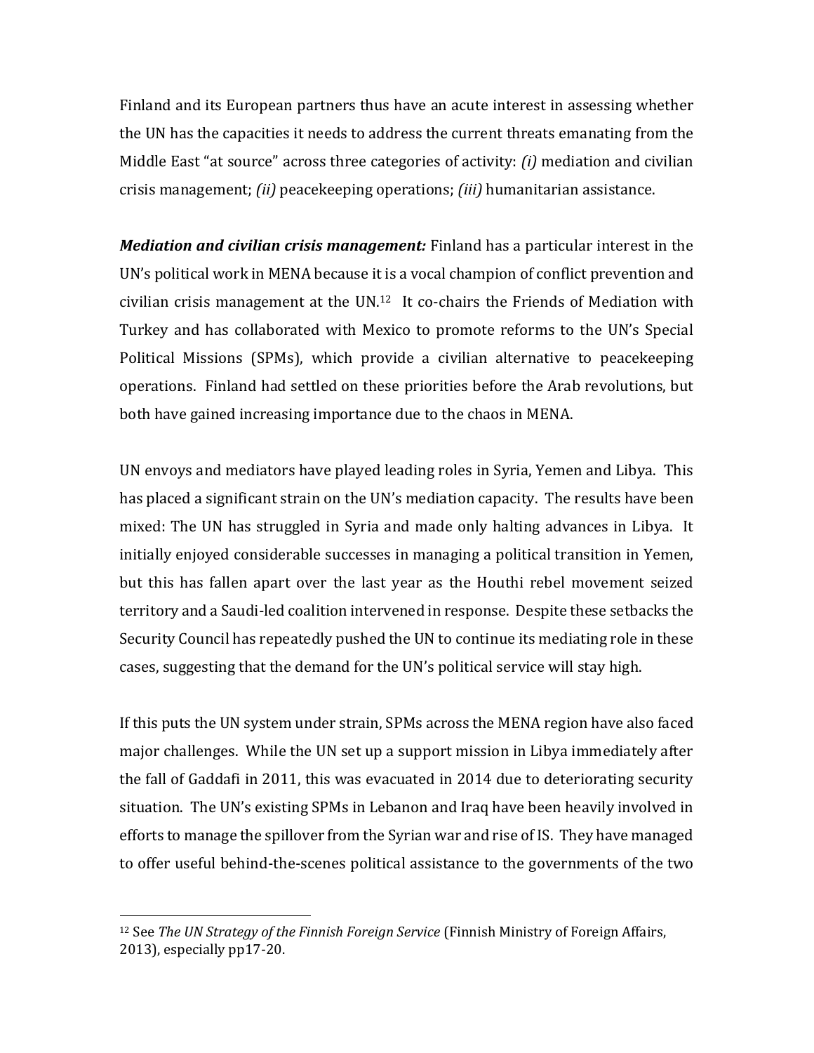Finland and its European partners thus have an acute interest in assessing whether the UN has the capacities it needs to address the current threats emanating from the Middle East "at source" across three categories of activity: *(i)* mediation and civilian crisis management; *(ii)* peacekeeping operations; *(iii)* humanitarian assistance.

***Mediation and civilian crisis management:*** Finland has a particular interest in the UN's political work in MENA because it is a vocal champion of conflict prevention and civilian crisis management at the UN.[12] It co-chairs the Friends of Mediation with Turkey and has collaborated with Mexico to promote reforms to the UN's Special Political Missions (SPMs), which provide a civilian alternative to peacekeeping operations. Finland had settled on these priorities before the Arab revolutions, but both have gained increasing importance due to the chaos in MENA.

UN envoys and mediators have played leading roles in Syria, Yemen and Libya. This has placed a significant strain on the UN's mediation capacity. The results have been mixed: The UN has struggled in Syria and made only halting advances in Libya. It initially enjoyed considerable successes in managing a political transition in Yemen, but this has fallen apart over the last year as the Houthi rebel movement seized territory and a Saudi-led coalition intervened in response. Despite these setbacks the Security Council has repeatedly pushed the UN to continue its mediating role in these cases, suggesting that the demand for the UN's political service will stay high.

If this puts the UN system under strain, SPMs across the MENA region have also faced major challenges. While the UN set up a support mission in Libya immediately after the fall of Gaddafi in 2011, this was evacuated in 2014 due to deteriorating security situation. The UN's existing SPMs in Lebanon and Iraq have been heavily involved in efforts to manage the spillover from the Syrian war and rise of IS. They have managed to offer useful behind-the-scenes political assistance to the governments of the two

[12] See *The UN Strategy of the Finnish Foreign Service* (Finnish Ministry of Foreign Affairs, 2013), especially pp17-20.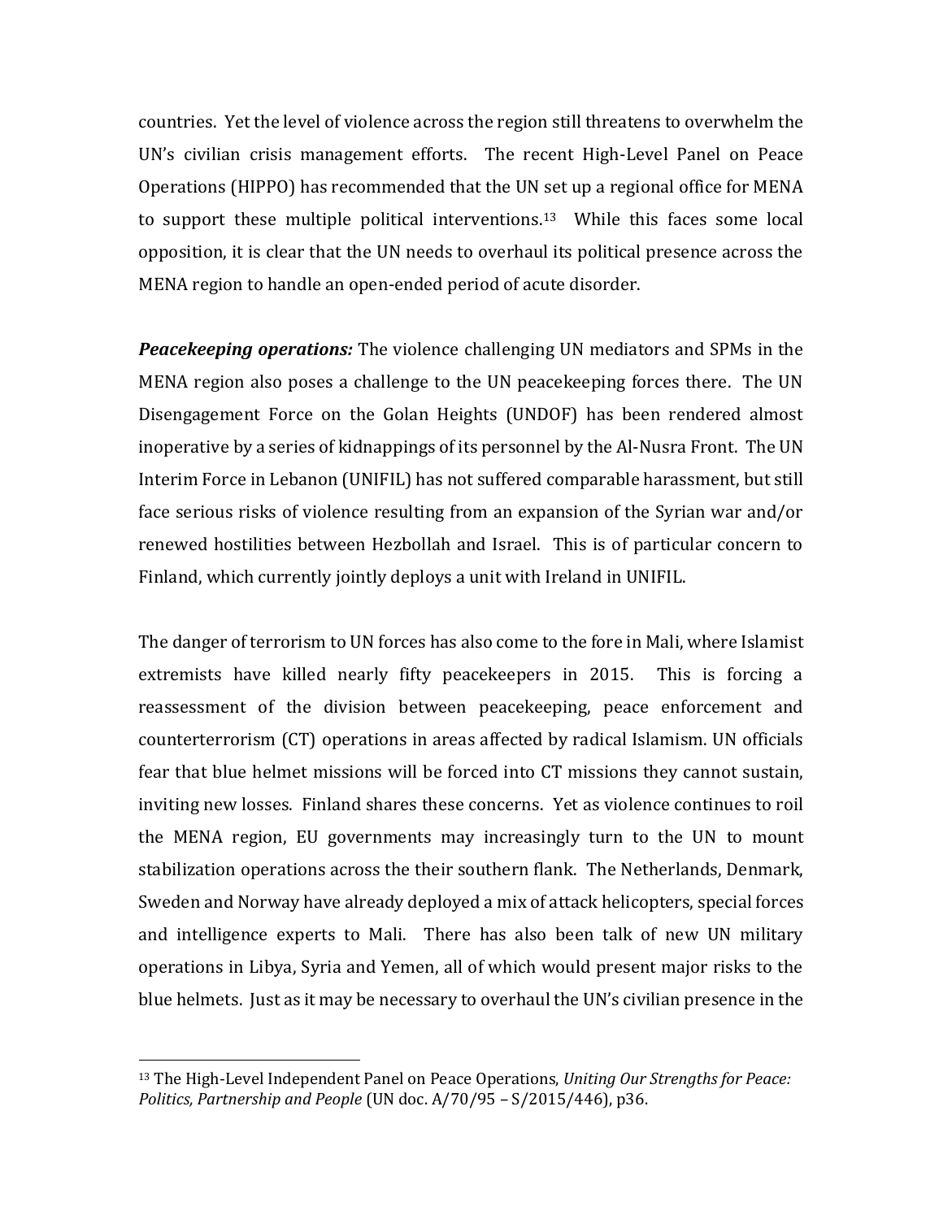countries. Yet the level of violence across the region still threatens to overwhelm the UN's civilian crisis management efforts. The recent High-Level Panel on Peace Operations (HIPPO) has recommended that the UN set up a regional office for MENA to support these multiple political interventions.[13] While this faces some local opposition, it is clear that the UN needs to overhaul its political presence across the MENA region to handle an open-ended period of acute disorder.

***Peacekeeping operations:*** The violence challenging UN mediators and SPMs in the MENA region also poses a challenge to the UN peacekeeping forces there. The UN Disengagement Force on the Golan Heights (UNDOF) has been rendered almost inoperative by a series of kidnappings of its personnel by the Al-Nusra Front. The UN Interim Force in Lebanon (UNIFIL) has not suffered comparable harassment, but still face serious risks of violence resulting from an expansion of the Syrian war and/or renewed hostilities between Hezbollah and Israel. This is of particular concern to Finland, which currently jointly deploys a unit with Ireland in UNIFIL.

The danger of terrorism to UN forces has also come to the fore in Mali, where Islamist extremists have killed nearly fifty peacekeepers in 2015. This is forcing a reassessment of the division between peacekeeping, peace enforcement and counterterrorism (CT) operations in areas affected by radical Islamism. UN officials fear that blue helmet missions will be forced into CT missions they cannot sustain, inviting new losses. Finland shares these concerns. Yet as violence continues to roil the MENA region, EU governments may increasingly turn to the UN to mount stabilization operations across the their southern flank. The Netherlands, Denmark, Sweden and Norway have already deployed a mix of attack helicopters, special forces and intelligence experts to Mali. There has also been talk of new UN military operations in Libya, Syria and Yemen, all of which would present major risks to the blue helmets. Just as it may be necessary to overhaul the UN's civilian presence in the

---

[13] The High-Level Independent Panel on Peace Operations, *Uniting Our Strengths for Peace: Politics, Partnership and People* (UN doc. A/70/95 – S/2015/446), p36.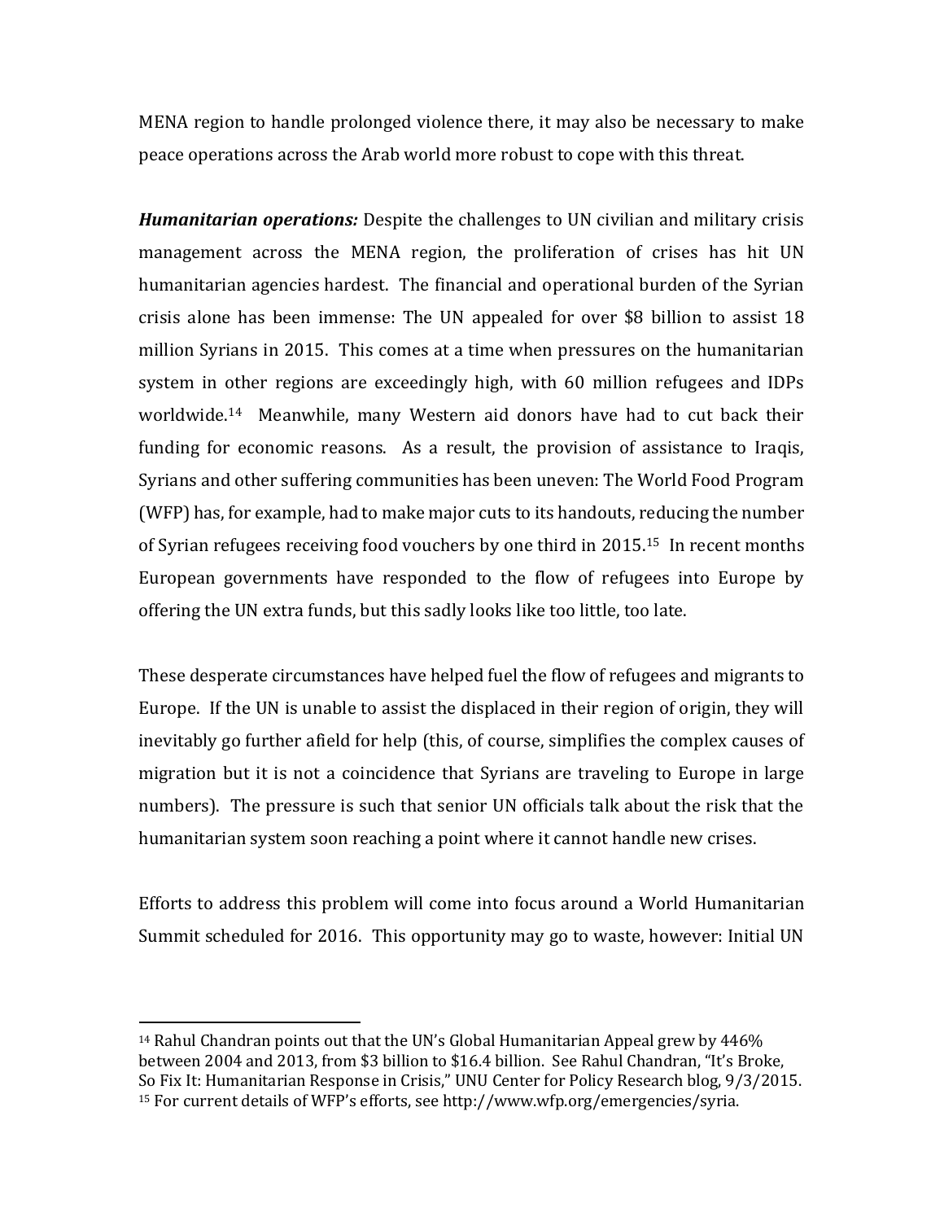MENA region to handle prolonged violence there, it may also be necessary to make peace operations across the Arab world more robust to cope with this threat.

***Humanitarian operations:*** Despite the challenges to UN civilian and military crisis management across the MENA region, the proliferation of crises has hit UN humanitarian agencies hardest. The financial and operational burden of the Syrian crisis alone has been immense: The UN appealed for over $8 billion to assist 18 million Syrians in 2015. This comes at a time when pressures on the humanitarian system in other regions are exceedingly high, with 60 million refugees and IDPs worldwide.[14] Meanwhile, many Western aid donors have had to cut back their funding for economic reasons. As a result, the provision of assistance to Iraqis, Syrians and other suffering communities has been uneven: The World Food Program (WFP) has, for example, had to make major cuts to its handouts, reducing the number of Syrian refugees receiving food vouchers by one third in 2015.[15] In recent months European governments have responded to the flow of refugees into Europe by offering the UN extra funds, but this sadly looks like too little, too late.

These desperate circumstances have helped fuel the flow of refugees and migrants to Europe. If the UN is unable to assist the displaced in their region of origin, they will inevitably go further afield for help (this, of course, simplifies the complex causes of migration but it is not a coincidence that Syrians are traveling to Europe in large numbers). The pressure is such that senior UN officials talk about the risk that the humanitarian system soon reaching a point where it cannot handle new crises.

Efforts to address this problem will come into focus around a World Humanitarian Summit scheduled for 2016. This opportunity may go to waste, however: Initial UN

---

[14] Rahul Chandran points out that the UN's Global Humanitarian Appeal grew by 446% between 2004 and 2013, from $3 billion to $16.4 billion. See Rahul Chandran, "It's Broke, So Fix It: Humanitarian Response in Crisis," UNU Center for Policy Research blog, 9/3/2015.

[15] For current details of WFP's efforts, see http://www.wfp.org/emergencies/syria.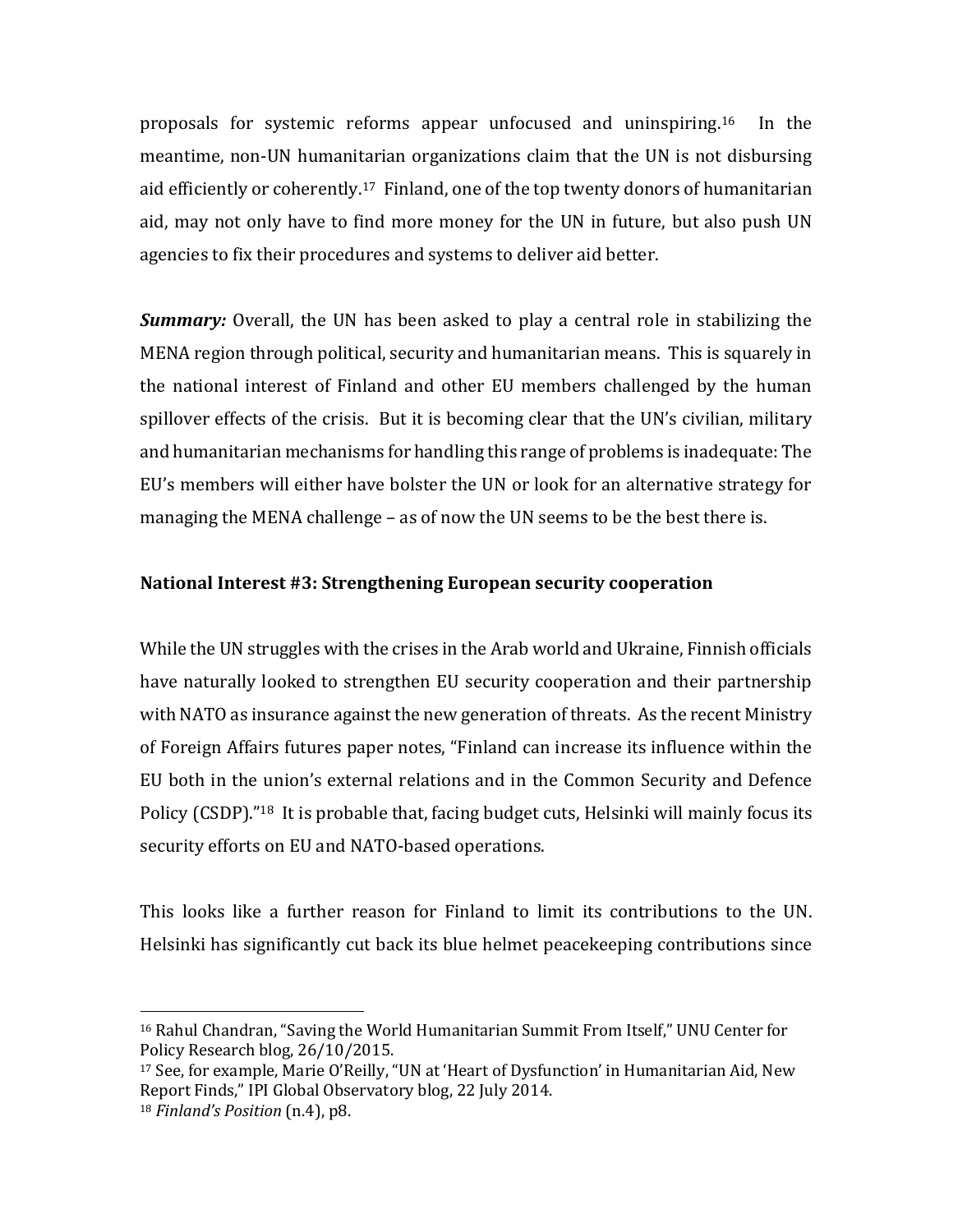proposals for systemic reforms appear unfocused and uninspiring.[16] In the meantime, non-UN humanitarian organizations claim that the UN is not disbursing aid efficiently or coherently.[17] Finland, one of the top twenty donors of humanitarian aid, may not only have to find more money for the UN in future, but also push UN agencies to fix their procedures and systems to deliver aid better.

***Summary:*** Overall, the UN has been asked to play a central role in stabilizing the MENA region through political, security and humanitarian means. This is squarely in the national interest of Finland and other EU members challenged by the human spillover effects of the crisis. But it is becoming clear that the UN's civilian, military and humanitarian mechanisms for handling this range of problems is inadequate: The EU's members will either have bolster the UN or look for an alternative strategy for managing the MENA challenge – as of now the UN seems to be the best there is.

**National Interest #3: Strengthening European security cooperation**

While the UN struggles with the crises in the Arab world and Ukraine, Finnish officials have naturally looked to strengthen EU security cooperation and their partnership with NATO as insurance against the new generation of threats. As the recent Ministry of Foreign Affairs futures paper notes, "Finland can increase its influence within the EU both in the union's external relations and in the Common Security and Defence Policy (CSDP)."[18] It is probable that, facing budget cuts, Helsinki will mainly focus its security efforts on EU and NATO-based operations.

This looks like a further reason for Finland to limit its contributions to the UN. Helsinki has significantly cut back its blue helmet peacekeeping contributions since

---

[16] Rahul Chandran, "Saving the World Humanitarian Summit From Itself," UNU Center for Policy Research blog, 26/10/2015.

[17] See, for example, Marie O'Reilly, "UN at 'Heart of Dysfunction' in Humanitarian Aid, New Report Finds," IPI Global Observatory blog, 22 July 2014.

[18] *Finland's Position* (n.4), p8.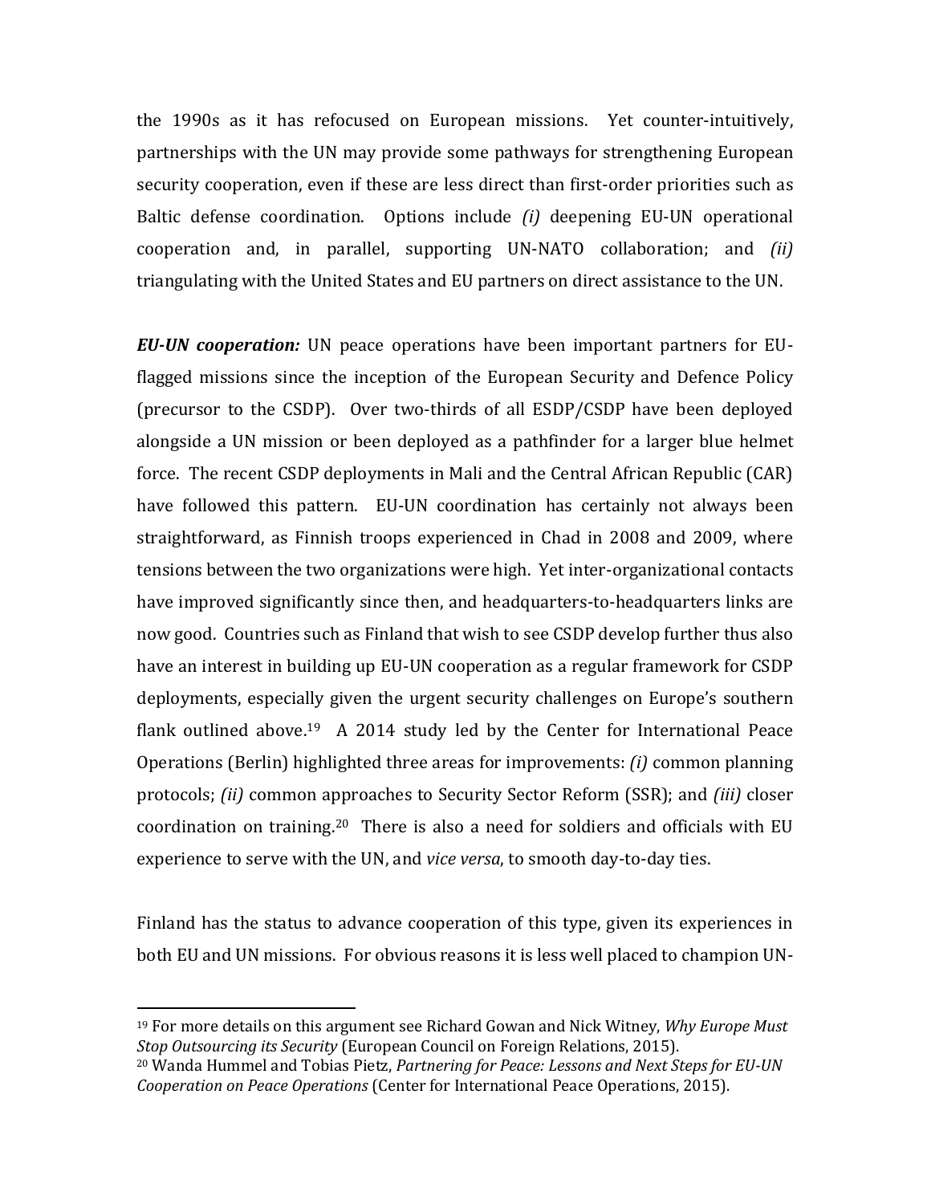the 1990s as it has refocused on European missions. Yet counter-intuitively, partnerships with the UN may provide some pathways for strengthening European security cooperation, even if these are less direct than first-order priorities such as Baltic defense coordination. Options include *(i)* deepening EU-UN operational cooperation and, in parallel, supporting UN-NATO collaboration; and *(ii)* triangulating with the United States and EU partners on direct assistance to the UN.

***EU-UN cooperation:*** UN peace operations have been important partners for EU-flagged missions since the inception of the European Security and Defence Policy (precursor to the CSDP). Over two-thirds of all ESDP/CSDP have been deployed alongside a UN mission or been deployed as a pathfinder for a larger blue helmet force. The recent CSDP deployments in Mali and the Central African Republic (CAR) have followed this pattern. EU-UN coordination has certainly not always been straightforward, as Finnish troops experienced in Chad in 2008 and 2009, where tensions between the two organizations were high. Yet inter-organizational contacts have improved significantly since then, and headquarters-to-headquarters links are now good. Countries such as Finland that wish to see CSDP develop further thus also have an interest in building up EU-UN cooperation as a regular framework for CSDP deployments, especially given the urgent security challenges on Europe's southern flank outlined above.[19] A 2014 study led by the Center for International Peace Operations (Berlin) highlighted three areas for improvements: *(i)* common planning protocols; *(ii)* common approaches to Security Sector Reform (SSR); and *(iii)* closer coordination on training.[20] There is also a need for soldiers and officials with EU experience to serve with the UN, and *vice versa*, to smooth day-to-day ties.

Finland has the status to advance cooperation of this type, given its experiences in both EU and UN missions. For obvious reasons it is less well placed to champion UN-

---

[19] For more details on this argument see Richard Gowan and Nick Witney, *Why Europe Must Stop Outsourcing its Security* (European Council on Foreign Relations, 2015).

[20] Wanda Hummel and Tobias Pietz, *Partnering for Peace: Lessons and Next Steps for EU-UN Cooperation on Peace Operations* (Center for International Peace Operations, 2015).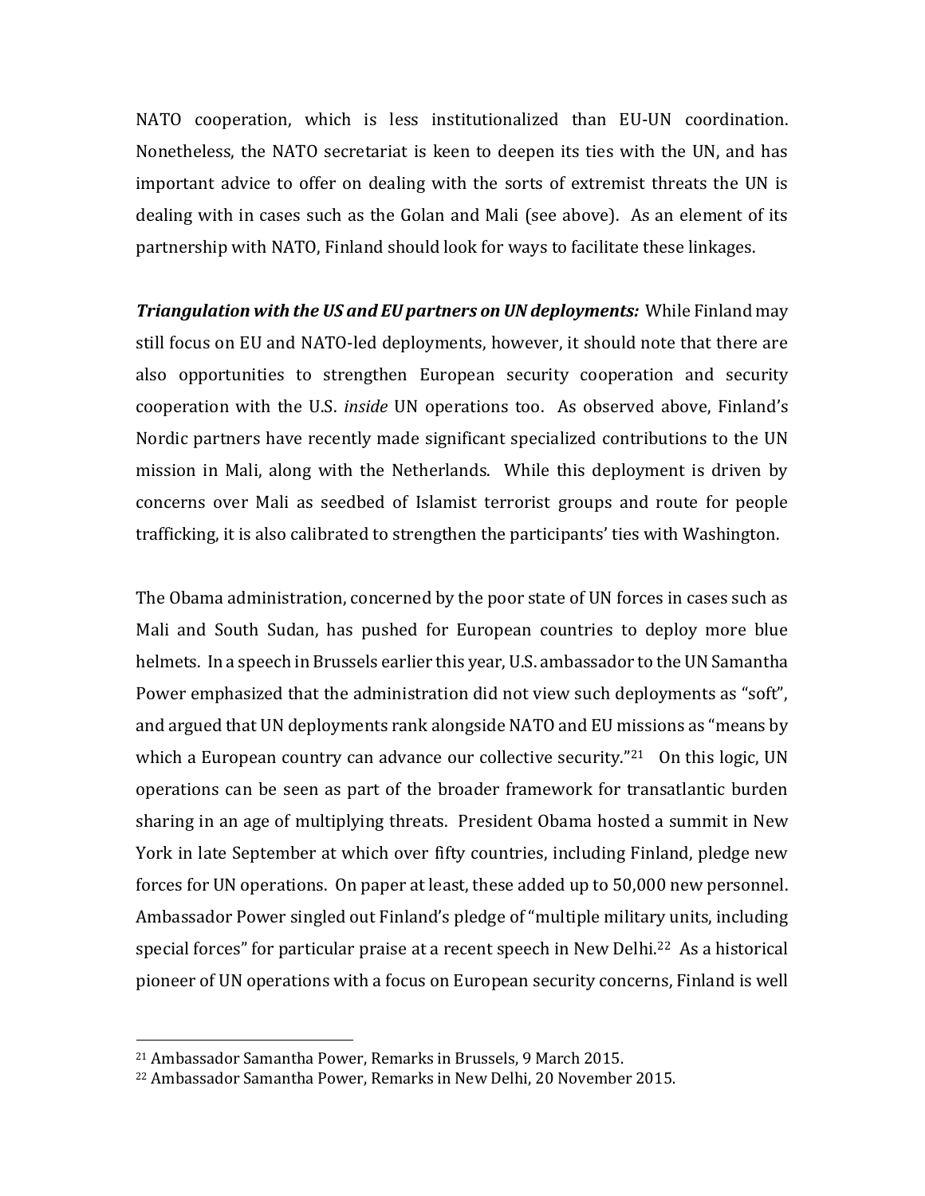NATO cooperation, which is less institutionalized than EU-UN coordination. Nonetheless, the NATO secretariat is keen to deepen its ties with the UN, and has important advice to offer on dealing with the sorts of extremist threats the UN is dealing with in cases such as the Golan and Mali (see above). As an element of its partnership with NATO, Finland should look for ways to facilitate these linkages.

***Triangulation with the US and EU partners on UN deployments:*** While Finland may still focus on EU and NATO-led deployments, however, it should note that there are also opportunities to strengthen European security cooperation and security cooperation with the U.S. *inside* UN operations too. As observed above, Finland's Nordic partners have recently made significant specialized contributions to the UN mission in Mali, along with the Netherlands. While this deployment is driven by concerns over Mali as seedbed of Islamist terrorist groups and route for people trafficking, it is also calibrated to strengthen the participants' ties with Washington.

The Obama administration, concerned by the poor state of UN forces in cases such as Mali and South Sudan, has pushed for European countries to deploy more blue helmets. In a speech in Brussels earlier this year, U.S. ambassador to the UN Samantha Power emphasized that the administration did not view such deployments as "soft", and argued that UN deployments rank alongside NATO and EU missions as "means by which a European country can advance our collective security."[21] On this logic, UN operations can be seen as part of the broader framework for transatlantic burden sharing in an age of multiplying threats. President Obama hosted a summit in New York in late September at which over fifty countries, including Finland, pledge new forces for UN operations. On paper at least, these added up to 50,000 new personnel. Ambassador Power singled out Finland's pledge of "multiple military units, including special forces" for particular praise at a recent speech in New Delhi.[22] As a historical pioneer of UN operations with a focus on European security concerns, Finland is well

---

[21] Ambassador Samantha Power, Remarks in Brussels, 9 March 2015.

[22] Ambassador Samantha Power, Remarks in New Delhi, 20 November 2015.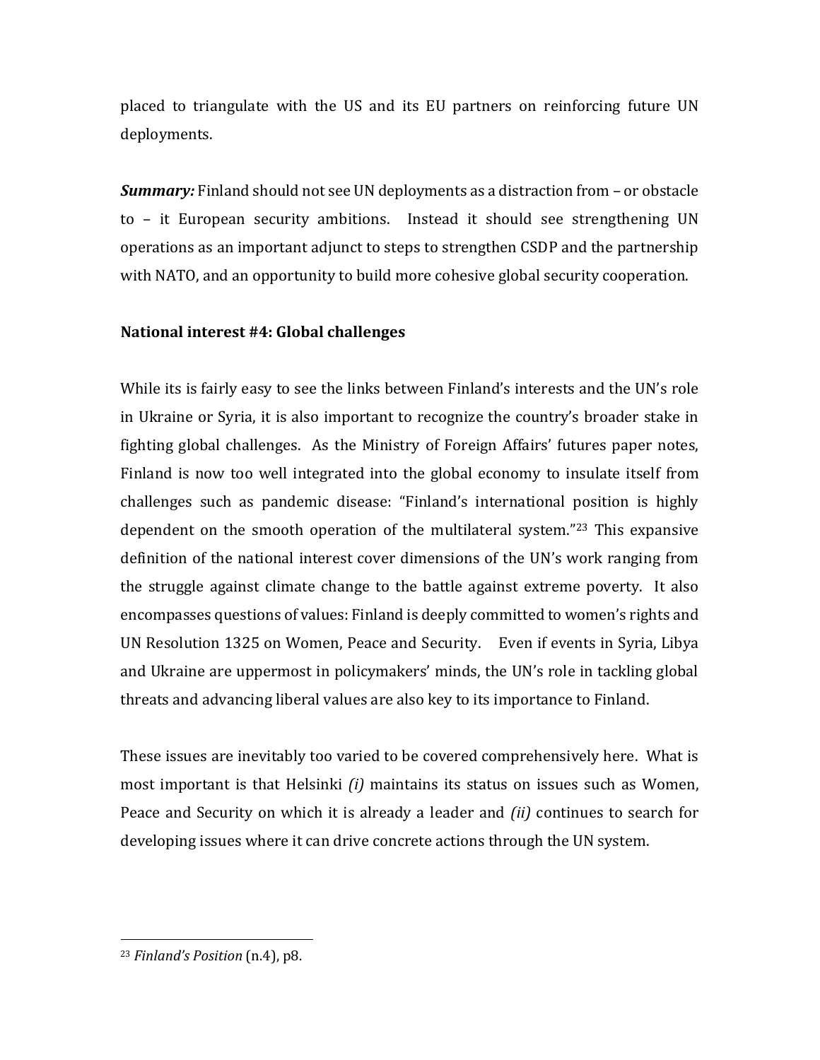placed to triangulate with the US and its EU partners on reinforcing future UN deployments.

***Summary:*** Finland should not see UN deployments as a distraction from – or obstacle to – it European security ambitions. Instead it should see strengthening UN operations as an important adjunct to steps to strengthen CSDP and the partnership with NATO, and an opportunity to build more cohesive global security cooperation.

**National interest #4: Global challenges**

While its is fairly easy to see the links between Finland's interests and the UN's role in Ukraine or Syria, it is also important to recognize the country's broader stake in fighting global challenges. As the Ministry of Foreign Affairs' futures paper notes, Finland is now too well integrated into the global economy to insulate itself from challenges such as pandemic disease: "Finland's international position is highly dependent on the smooth operation of the multilateral system."[23] This expansive definition of the national interest cover dimensions of the UN's work ranging from the struggle against climate change to the battle against extreme poverty. It also encompasses questions of values: Finland is deeply committed to women's rights and UN Resolution 1325 on Women, Peace and Security. Even if events in Syria, Libya and Ukraine are uppermost in policymakers' minds, the UN's role in tackling global threats and advancing liberal values are also key to its importance to Finland.

These issues are inevitably too varied to be covered comprehensively here. What is most important is that Helsinki *(i)* maintains its status on issues such as Women, Peace and Security on which it is already a leader and *(ii)* continues to search for developing issues where it can drive concrete actions through the UN system.

---

[23] *Finland's Position* (n.4), p8.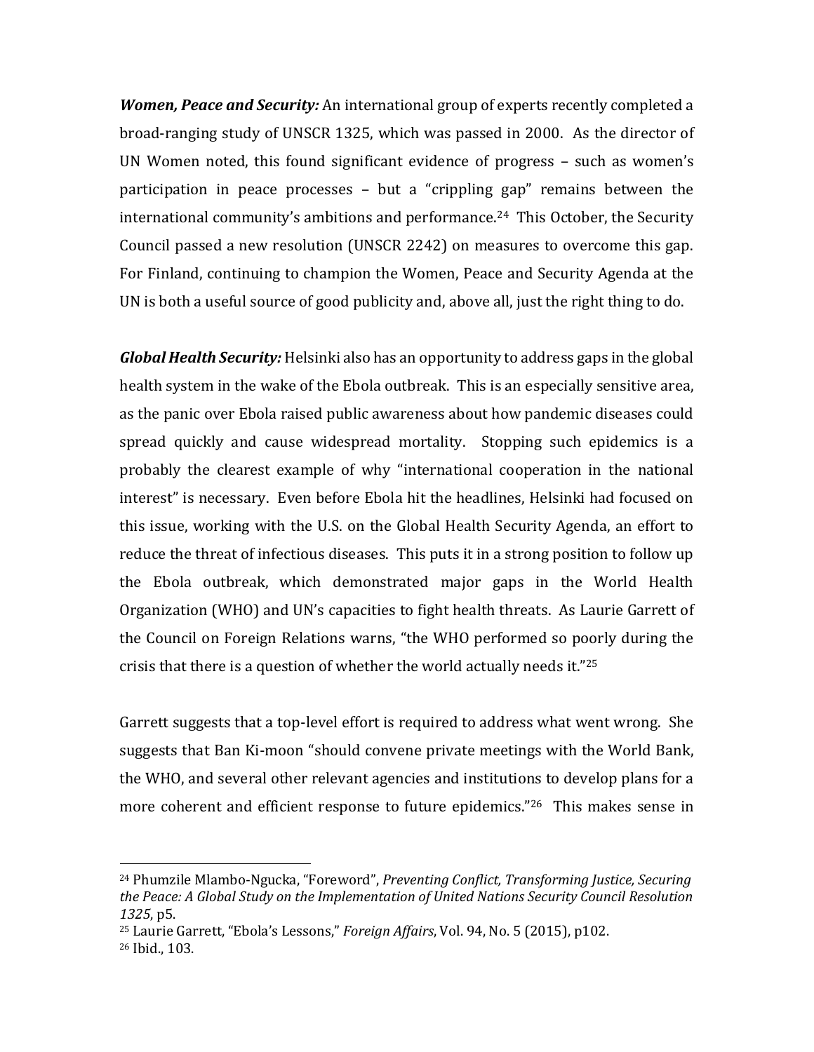***Women, Peace and Security:*** An international group of experts recently completed a broad-ranging study of UNSCR 1325, which was passed in 2000. As the director of UN Women noted, this found significant evidence of progress – such as women's participation in peace processes – but a "crippling gap" remains between the international community's ambitions and performance.[24] This October, the Security Council passed a new resolution (UNSCR 2242) on measures to overcome this gap. For Finland, continuing to champion the Women, Peace and Security Agenda at the UN is both a useful source of good publicity and, above all, just the right thing to do.

***Global Health Security:*** Helsinki also has an opportunity to address gaps in the global health system in the wake of the Ebola outbreak. This is an especially sensitive area, as the panic over Ebola raised public awareness about how pandemic diseases could spread quickly and cause widespread mortality. Stopping such epidemics is a probably the clearest example of why "international cooperation in the national interest" is necessary. Even before Ebola hit the headlines, Helsinki had focused on this issue, working with the U.S. on the Global Health Security Agenda, an effort to reduce the threat of infectious diseases. This puts it in a strong position to follow up the Ebola outbreak, which demonstrated major gaps in the World Health Organization (WHO) and UN's capacities to fight health threats. As Laurie Garrett of the Council on Foreign Relations warns, "the WHO performed so poorly during the crisis that there is a question of whether the world actually needs it."[25]

Garrett suggests that a top-level effort is required to address what went wrong. She suggests that Ban Ki-moon "should convene private meetings with the World Bank, the WHO, and several other relevant agencies and institutions to develop plans for a more coherent and efficient response to future epidemics."[26] This makes sense in

---

[24] Phumzile Mlambo-Ngucka, "Foreword", *Preventing Conflict, Transforming Justice, Securing the Peace: A Global Study on the Implementation of United Nations Security Council Resolution 1325*, p5.

[25] Laurie Garrett, "Ebola's Lessons," *Foreign Affairs*, Vol. 94, No. 5 (2015), p102.

[26] Ibid., 103.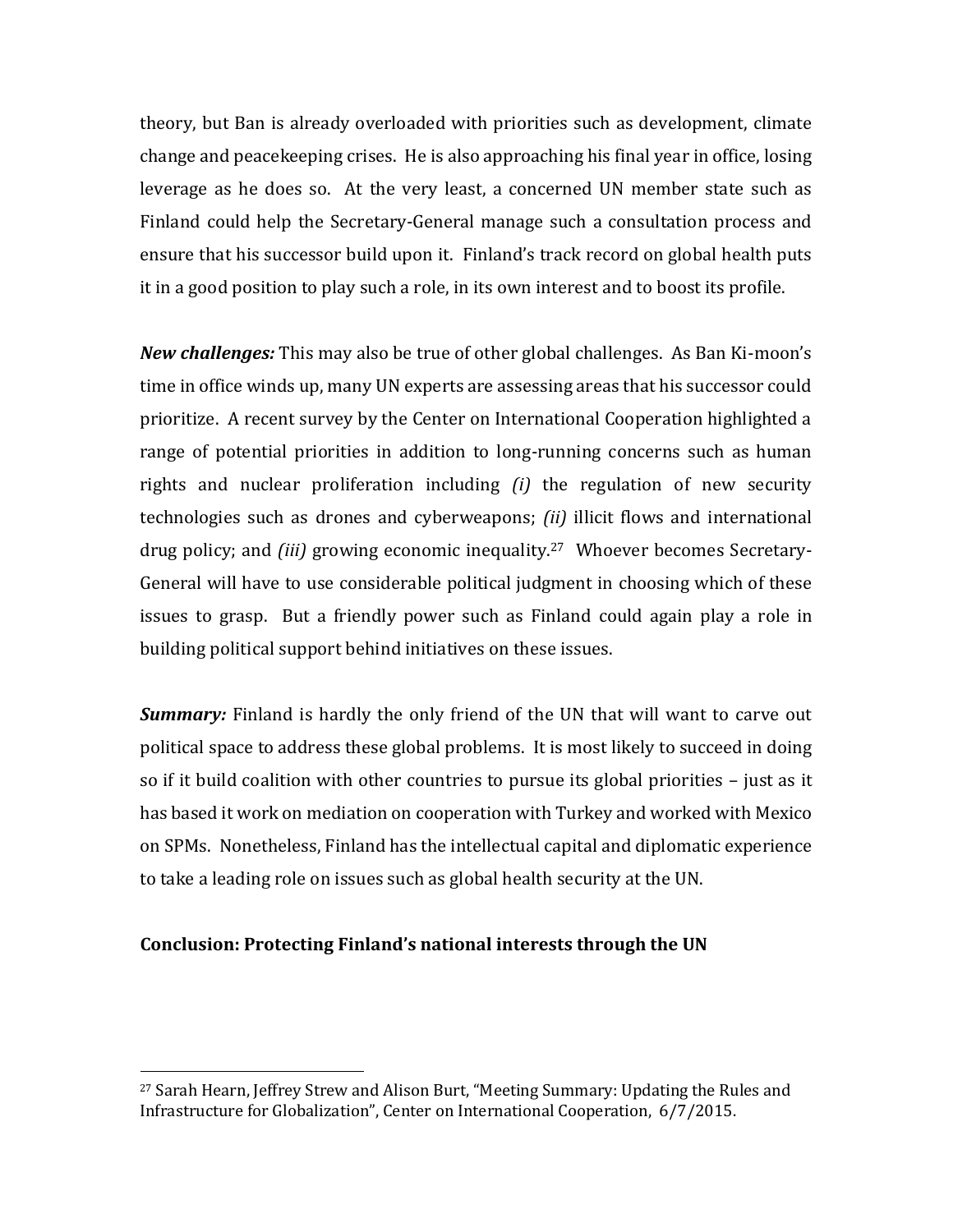theory, but Ban is already overloaded with priorities such as development, climate change and peacekeeping crises. He is also approaching his final year in office, losing leverage as he does so. At the very least, a concerned UN member state such as Finland could help the Secretary-General manage such a consultation process and ensure that his successor build upon it. Finland's track record on global health puts it in a good position to play such a role, in its own interest and to boost its profile.

***New challenges:*** This may also be true of other global challenges. As Ban Ki-moon's time in office winds up, many UN experts are assessing areas that his successor could prioritize. A recent survey by the Center on International Cooperation highlighted a range of potential priorities in addition to long-running concerns such as human rights and nuclear proliferation including *(i)* the regulation of new security technologies such as drones and cyberweapons; *(ii)* illicit flows and international drug policy; and *(iii)* growing economic inequality.[27] Whoever becomes Secretary-General will have to use considerable political judgment in choosing which of these issues to grasp. But a friendly power such as Finland could again play a role in building political support behind initiatives on these issues.

***Summary:*** Finland is hardly the only friend of the UN that will want to carve out political space to address these global problems. It is most likely to succeed in doing so if it build coalition with other countries to pursue its global priorities – just as it has based it work on mediation on cooperation with Turkey and worked with Mexico on SPMs. Nonetheless, Finland has the intellectual capital and diplomatic experience to take a leading role on issues such as global health security at the UN.

## Conclusion: Protecting Finland's national interests through the UN

---

[27] Sarah Hearn, Jeffrey Strew and Alison Burt, "Meeting Summary: Updating the Rules and Infrastructure for Globalization", Center on International Cooperation, 6/7/2015.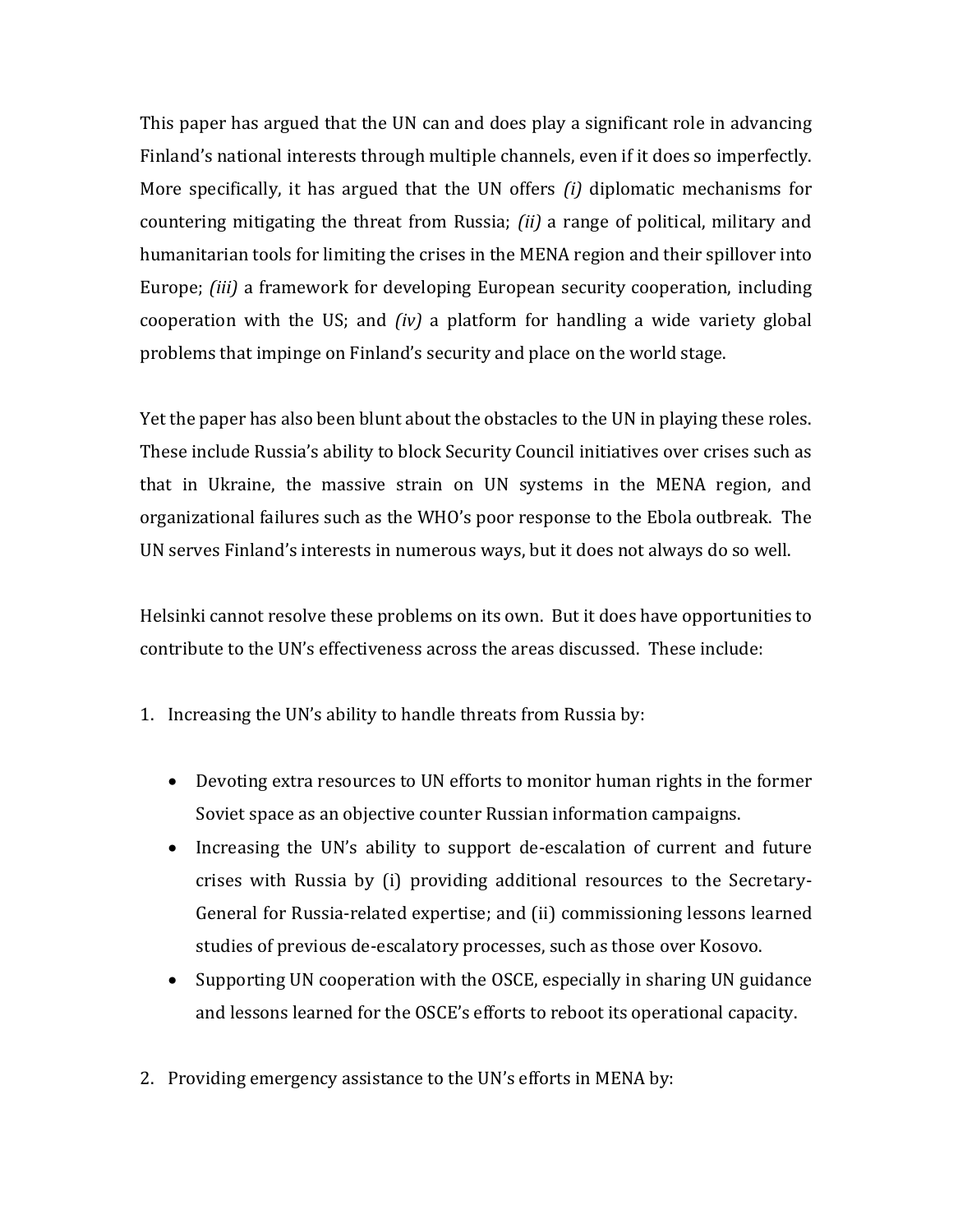This paper has argued that the UN can and does play a significant role in advancing Finland's national interests through multiple channels, even if it does so imperfectly. More specifically, it has argued that the UN offers *(i)* diplomatic mechanisms for countering mitigating the threat from Russia; *(ii)* a range of political, military and humanitarian tools for limiting the crises in the MENA region and their spillover into Europe; *(iii)* a framework for developing European security cooperation, including cooperation with the US; and *(iv)* a platform for handling a wide variety global problems that impinge on Finland's security and place on the world stage.

Yet the paper has also been blunt about the obstacles to the UN in playing these roles. These include Russia's ability to block Security Council initiatives over crises such as that in Ukraine, the massive strain on UN systems in the MENA region, and organizational failures such as the WHO's poor response to the Ebola outbreak. The UN serves Finland's interests in numerous ways, but it does not always do so well.

Helsinki cannot resolve these problems on its own. But it does have opportunities to contribute to the UN's effectiveness across the areas discussed. These include:

1. Increasing the UN's ability to handle threats from Russia by:

   - Devoting extra resources to UN efforts to monitor human rights in the former Soviet space as an objective counter Russian information campaigns.
   - Increasing the UN's ability to support de-escalation of current and future crises with Russia by (i) providing additional resources to the Secretary-General for Russia-related expertise; and (ii) commissioning lessons learned studies of previous de-escalatory processes, such as those over Kosovo.
   - Supporting UN cooperation with the OSCE, especially in sharing UN guidance and lessons learned for the OSCE's efforts to reboot its operational capacity.

2. Providing emergency assistance to the UN's efforts in MENA by: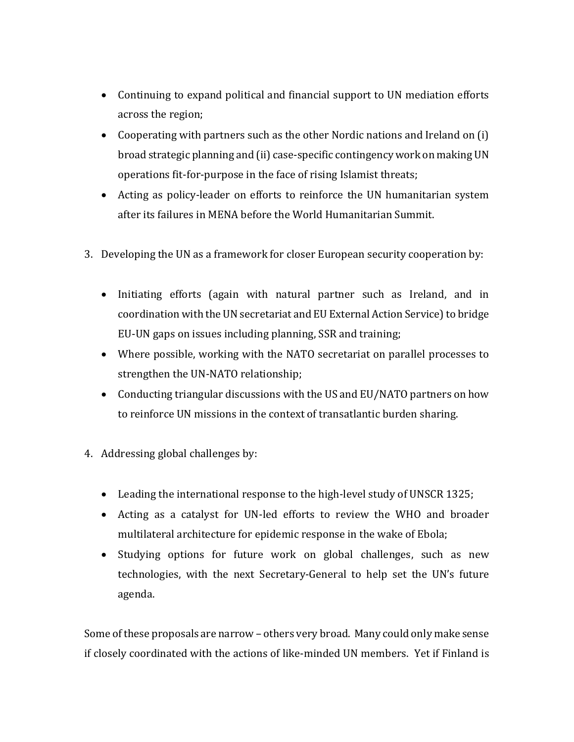- Continuing to expand political and financial support to UN mediation efforts across the region;
- Cooperating with partners such as the other Nordic nations and Ireland on (i) broad strategic planning and (ii) case-specific contingency work on making UN operations fit-for-purpose in the face of rising Islamist threats;
- Acting as policy-leader on efforts to reinforce the UN humanitarian system after its failures in MENA before the World Humanitarian Summit.

3. Developing the UN as a framework for closer European security cooperation by:

   - Initiating efforts (again with natural partner such as Ireland, and in coordination with the UN secretariat and EU External Action Service) to bridge EU-UN gaps on issues including planning, SSR and training;
   - Where possible, working with the NATO secretariat on parallel processes to strengthen the UN-NATO relationship;
   - Conducting triangular discussions with the US and EU/NATO partners on how to reinforce UN missions in the context of transatlantic burden sharing.

4. Addressing global challenges by:

   - Leading the international response to the high-level study of UNSCR 1325;
   - Acting as a catalyst for UN-led efforts to review the WHO and broader multilateral architecture for epidemic response in the wake of Ebola;
   - Studying options for future work on global challenges, such as new technologies, with the next Secretary-General to help set the UN's future agenda.

Some of these proposals are narrow – others very broad. Many could only make sense if closely coordinated with the actions of like-minded UN members. Yet if Finland is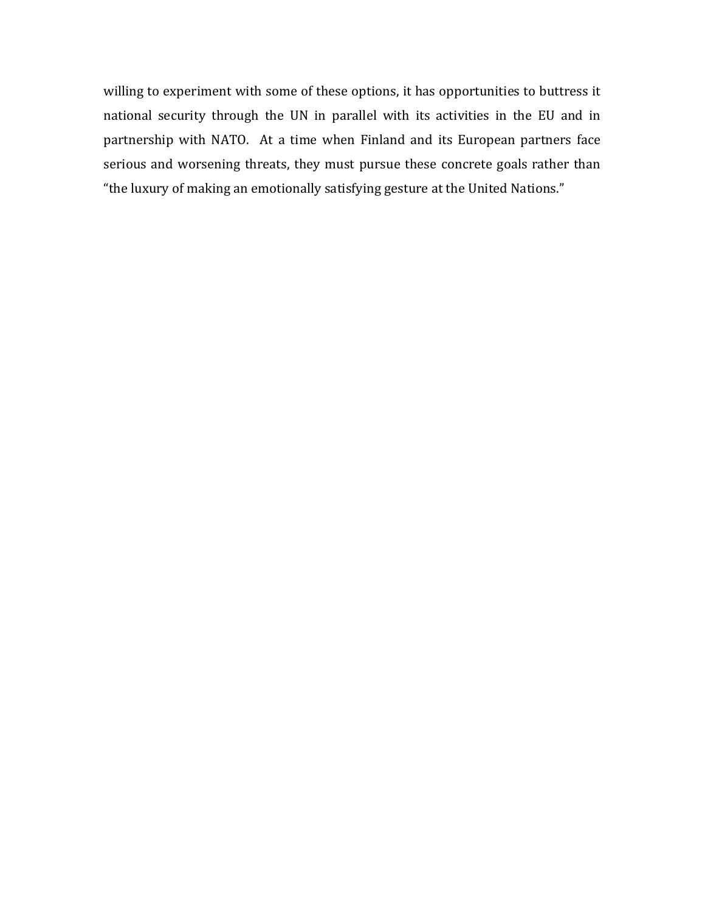willing to experiment with some of these options, it has opportunities to buttress it national security through the UN in parallel with its activities in the EU and in partnership with NATO. At a time when Finland and its European partners face serious and worsening threats, they must pursue these concrete goals rather than "the luxury of making an emotionally satisfying gesture at the United Nations."